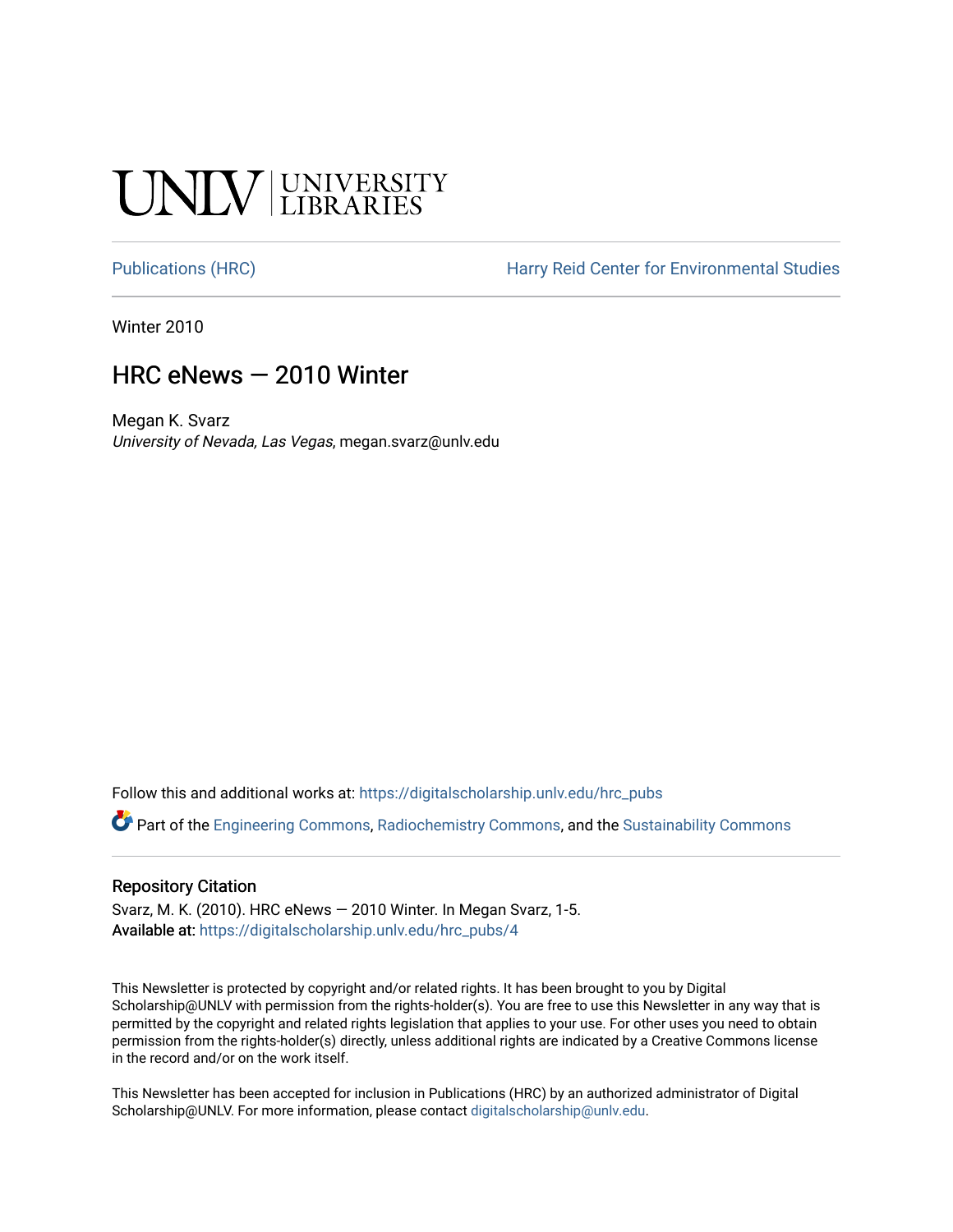UNLV | UNIVERSITY LIBRARIES

Publications (HRC) | Harry Reid Center for Environmental Studies

Winter 2010

# HRC eNews — 2010 Winter

Megan K. Svarz
*University of Nevada, Las Vegas*, megan.svarz@unlv.edu

Follow this and additional works at: https://digitalscholarship.unlv.edu/hrc_pubs

Part of the Engineering Commons, Radiochemistry Commons, and the Sustainability Commons

## Repository Citation

Svarz, M. K. (2010). HRC eNews — 2010 Winter. In Megan Svarz, 1-5.
**Available at:** https://digitalscholarship.unlv.edu/hrc_pubs/4

This Newsletter is protected by copyright and/or related rights. It has been brought to you by Digital Scholarship@UNLV with permission from the rights-holder(s). You are free to use this Newsletter in any way that is permitted by the copyright and related rights legislation that applies to your use. For other uses you need to obtain permission from the rights-holder(s) directly, unless additional rights are indicated by a Creative Commons license in the record and/or on the work itself.

This Newsletter has been accepted for inclusion in Publications (HRC) by an authorized administrator of Digital Scholarship@UNLV. For more information, please contact digitalscholarship@unlv.edu.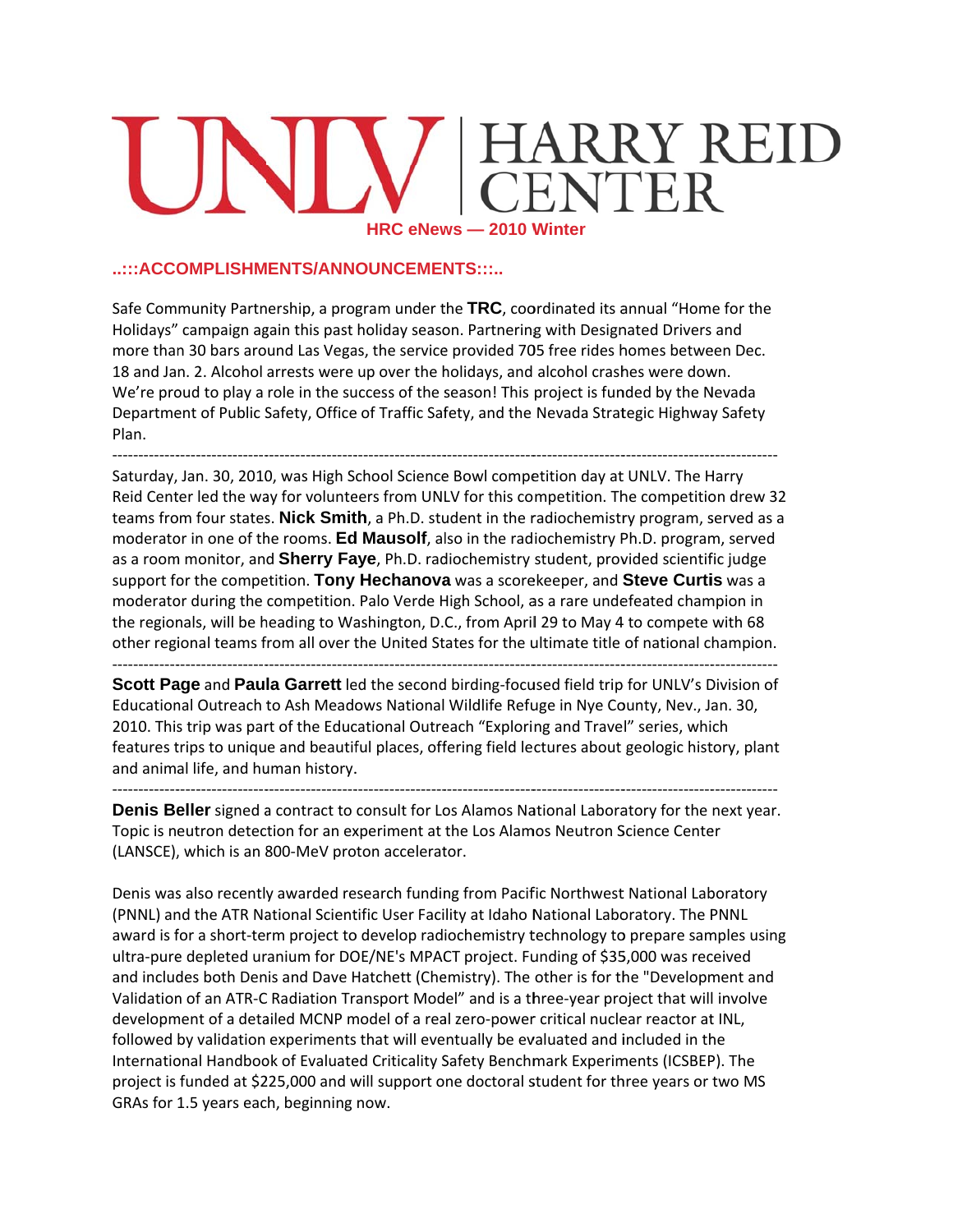# UNLV | HARRY REID CENTER

**HRC eNews — 2010 Winter**

## ..:::ACCOMPLISHMENTS/ANNOUNCEMENTS:::..

Safe Community Partnership, a program under the **TRC**, coordinated its annual "Home for the Holidays" campaign again this past holiday season. Partnering with Designated Drivers and more than 30 bars around Las Vegas, the service provided 705 free rides homes between Dec. 18 and Jan. 2. Alcohol arrests were up over the holidays, and alcohol crashes were down. We're proud to play a role in the success of the season! This project is funded by the Nevada Department of Public Safety, Office of Traffic Safety, and the Nevada Strategic Highway Safety Plan.

---

Saturday, Jan. 30, 2010, was High School Science Bowl competition day at UNLV. The Harry Reid Center led the way for volunteers from UNLV for this competition. The competition drew 32 teams from four states. **Nick Smith**, a Ph.D. student in the radiochemistry program, served as a moderator in one of the rooms. **Ed Mausolf**, also in the radiochemistry Ph.D. program, served as a room monitor, and **Sherry Faye**, Ph.D. radiochemistry student, provided scientific judge support for the competition. **Tony Hechanova** was a scorekeeper, and **Steve Curtis** was a moderator during the competition. Palo Verde High School, as a rare undefeated champion in the regionals, will be heading to Washington, D.C., from April 29 to May 4 to compete with 68 other regional teams from all over the United States for the ultimate title of national champion.

---

**Scott Page** and **Paula Garrett** led the second birding-focused field trip for UNLV's Division of Educational Outreach to Ash Meadows National Wildlife Refuge in Nye County, Nev., Jan. 30, 2010. This trip was part of the Educational Outreach "Exploring and Travel" series, which features trips to unique and beautiful places, offering field lectures about geologic history, plant and animal life, and human history.

---

**Denis Beller** signed a contract to consult for Los Alamos National Laboratory for the next year. Topic is neutron detection for an experiment at the Los Alamos Neutron Science Center (LANSCE), which is an 800-MeV proton accelerator.

Denis was also recently awarded research funding from Pacific Northwest National Laboratory (PNNL) and the ATR National Scientific User Facility at Idaho National Laboratory. The PNNL award is for a short-term project to develop radiochemistry technology to prepare samples using ultra-pure depleted uranium for DOE/NE's MPACT project. Funding of $35,000 was received and includes both Denis and Dave Hatchett (Chemistry). The other is for the "Development and Validation of an ATR-C Radiation Transport Model" and is a three-year project that will involve development of a detailed MCNP model of a real zero-power critical nuclear reactor at INL, followed by validation experiments that will eventually be evaluated and included in the International Handbook of Evaluated Criticality Safety Benchmark Experiments (ICSBEP). The project is funded at $225,000 and will support one doctoral student for three years or two MS GRAs for 1.5 years each, beginning now.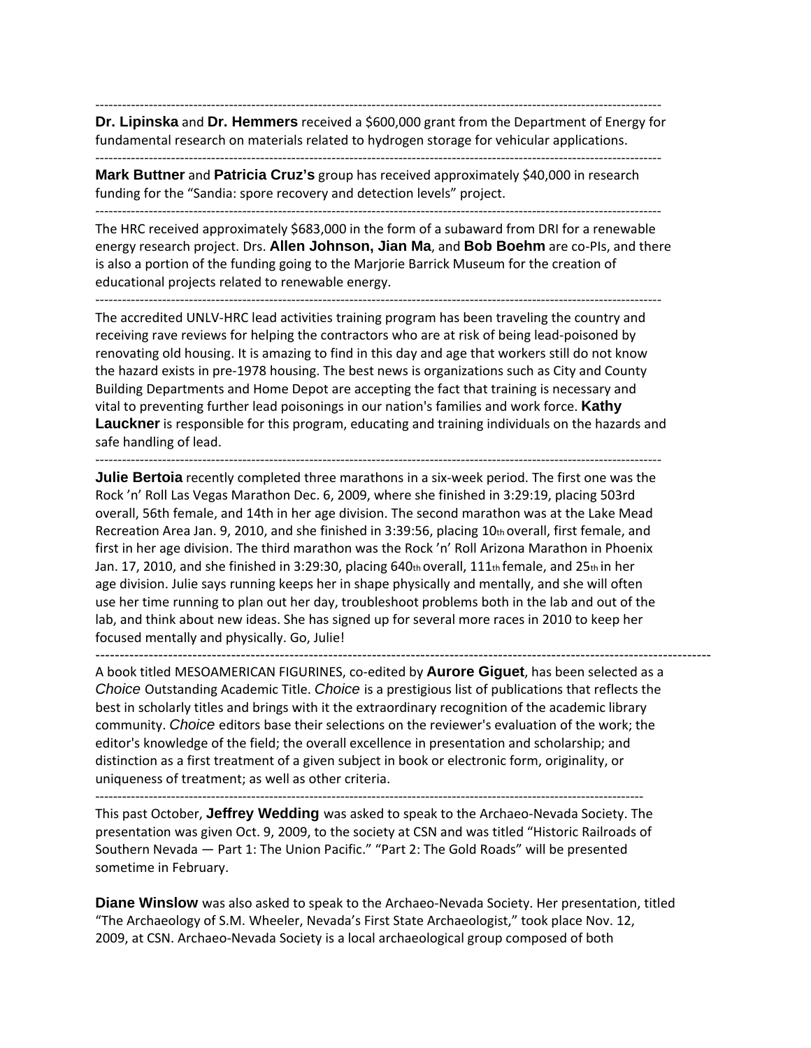---

**Dr. Lipinska** and **Dr. Hemmers** received a $600,000 grant from the Department of Energy for fundamental research on materials related to hydrogen storage for vehicular applications.

---

**Mark Buttner** and **Patricia Cruz's** group has received approximately $40,000 in research funding for the "Sandia: spore recovery and detection levels" project.

---

The HRC received approximately $683,000 in the form of a subaward from DRI for a renewable energy research project. Drs. **Allen Johnson, Jian Ma**, and **Bob Boehm** are co-PIs, and there is also a portion of the funding going to the Marjorie Barrick Museum for the creation of educational projects related to renewable energy.

---

The accredited UNLV-HRC lead activities training program has been traveling the country and receiving rave reviews for helping the contractors who are at risk of being lead-poisoned by renovating old housing. It is amazing to find in this day and age that workers still do not know the hazard exists in pre-1978 housing. The best news is organizations such as City and County Building Departments and Home Depot are accepting the fact that training is necessary and vital to preventing further lead poisonings in our nation's families and work force. **Kathy Lauckner** is responsible for this program, educating and training individuals on the hazards and safe handling of lead.

---

**Julie Bertoia** recently completed three marathons in a six-week period. The first one was the Rock 'n' Roll Las Vegas Marathon Dec. 6, 2009, where she finished in 3:29:19, placing 503rd overall, 56th female, and 14th in her age division. The second marathon was at the Lake Mead Recreation Area Jan. 9, 2010, and she finished in 3:39:56, placing 10th overall, first female, and first in her age division. The third marathon was the Rock 'n' Roll Arizona Marathon in Phoenix Jan. 17, 2010, and she finished in 3:29:30, placing 640th overall, 111th female, and 25th in her age division. Julie says running keeps her in shape physically and mentally, and she will often use her time running to plan out her day, troubleshoot problems both in the lab and out of the lab, and think about new ideas. She has signed up for several more races in 2010 to keep her focused mentally and physically. Go, Julie!

---

A book titled MESOAMERICAN FIGURINES, co-edited by **Aurore Giguet**, has been selected as a *Choice* Outstanding Academic Title. *Choice* is a prestigious list of publications that reflects the best in scholarly titles and brings with it the extraordinary recognition of the academic library community. *Choice* editors base their selections on the reviewer's evaluation of the work; the editor's knowledge of the field; the overall excellence in presentation and scholarship; and distinction as a first treatment of a given subject in book or electronic form, originality, or uniqueness of treatment; as well as other criteria.

---

This past October, **Jeffrey Wedding** was asked to speak to the Archaeo-Nevada Society. The presentation was given Oct. 9, 2009, to the society at CSN and was titled "Historic Railroads of Southern Nevada — Part 1: The Union Pacific." "Part 2: The Gold Roads" will be presented sometime in February.

**Diane Winslow** was also asked to speak to the Archaeo-Nevada Society. Her presentation, titled "The Archaeology of S.M. Wheeler, Nevada's First State Archaeologist," took place Nov. 12, 2009, at CSN. Archaeo-Nevada Society is a local archaeological group composed of both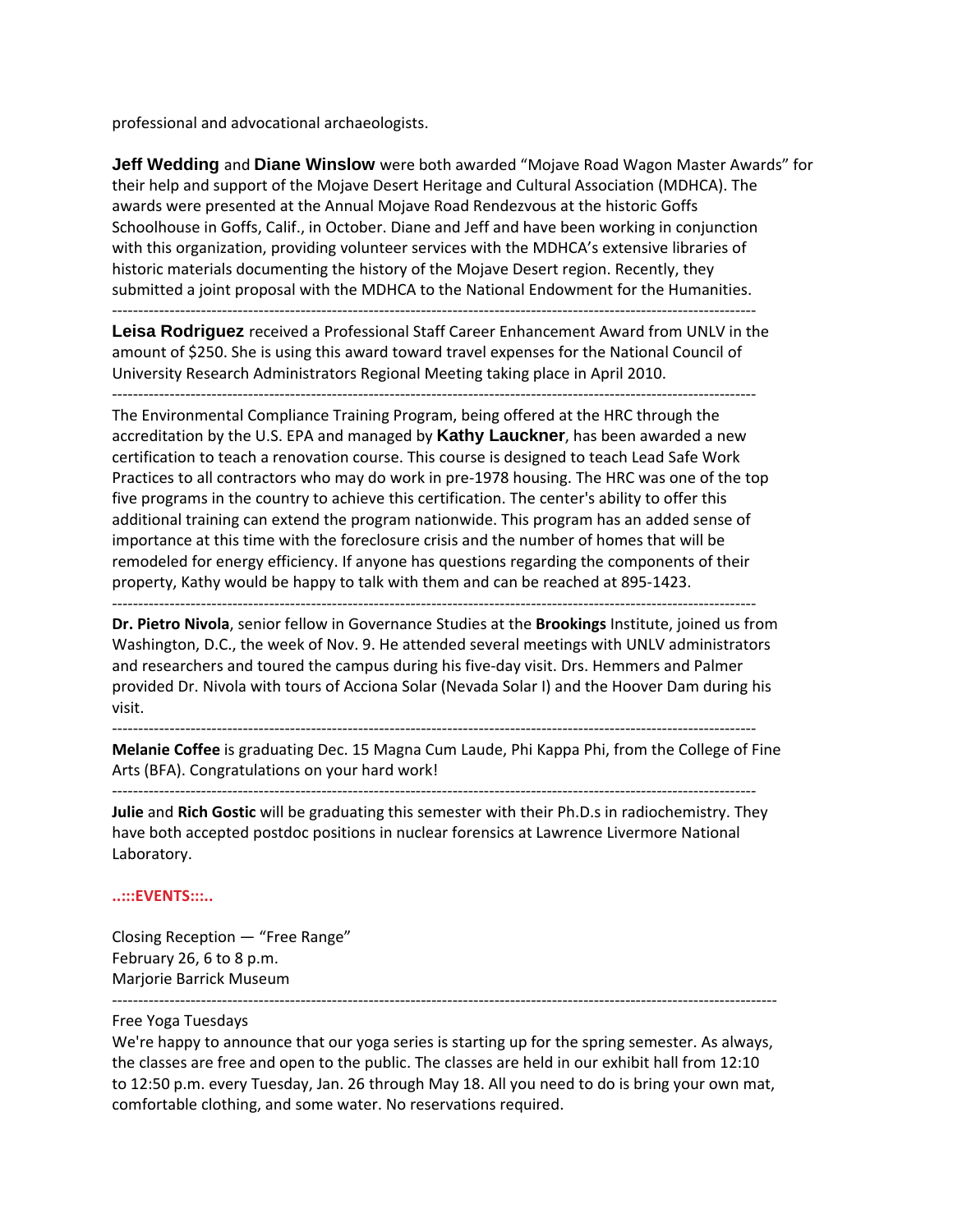professional and advocational archaeologists.

**Jeff Wedding** and **Diane Winslow** were both awarded "Mojave Road Wagon Master Awards" for their help and support of the Mojave Desert Heritage and Cultural Association (MDHCA). The awards were presented at the Annual Mojave Road Rendezvous at the historic Goffs Schoolhouse in Goffs, Calif., in October. Diane and Jeff and have been working in conjunction with this organization, providing volunteer services with the MDHCA's extensive libraries of historic materials documenting the history of the Mojave Desert region. Recently, they submitted a joint proposal with the MDHCA to the National Endowment for the Humanities.

---

**Leisa Rodriguez** received a Professional Staff Career Enhancement Award from UNLV in the amount of $250. She is using this award toward travel expenses for the National Council of University Research Administrators Regional Meeting taking place in April 2010.

---

The Environmental Compliance Training Program, being offered at the HRC through the accreditation by the U.S. EPA and managed by **Kathy Lauckner**, has been awarded a new certification to teach a renovation course. This course is designed to teach Lead Safe Work Practices to all contractors who may do work in pre-1978 housing. The HRC was one of the top five programs in the country to achieve this certification. The center's ability to offer this additional training can extend the program nationwide. This program has an added sense of importance at this time with the foreclosure crisis and the number of homes that will be remodeled for energy efficiency. If anyone has questions regarding the components of their property, Kathy would be happy to talk with them and can be reached at 895-1423.

---

**Dr. Pietro Nivola**, senior fellow in Governance Studies at the **Brookings** Institute, joined us from Washington, D.C., the week of Nov. 9. He attended several meetings with UNLV administrators and researchers and toured the campus during his five-day visit. Drs. Hemmers and Palmer provided Dr. Nivola with tours of Acciona Solar (Nevada Solar I) and the Hoover Dam during his visit.

---

**Melanie Coffee** is graduating Dec. 15 Magna Cum Laude, Phi Kappa Phi, from the College of Fine Arts (BFA). Congratulations on your hard work!

---

**Julie** and **Rich Gostic** will be graduating this semester with their Ph.D.s in radiochemistry. They have both accepted postdoc positions in nuclear forensics at Lawrence Livermore National Laboratory.

**..:::EVENTS:::..**

Closing Reception — "Free Range"
February 26, 6 to 8 p.m.
Marjorie Barrick Museum

---

Free Yoga Tuesdays
We're happy to announce that our yoga series is starting up for the spring semester. As always, the classes are free and open to the public. The classes are held in our exhibit hall from 12:10 to 12:50 p.m. every Tuesday, Jan. 26 through May 18. All you need to do is bring your own mat, comfortable clothing, and some water. No reservations required.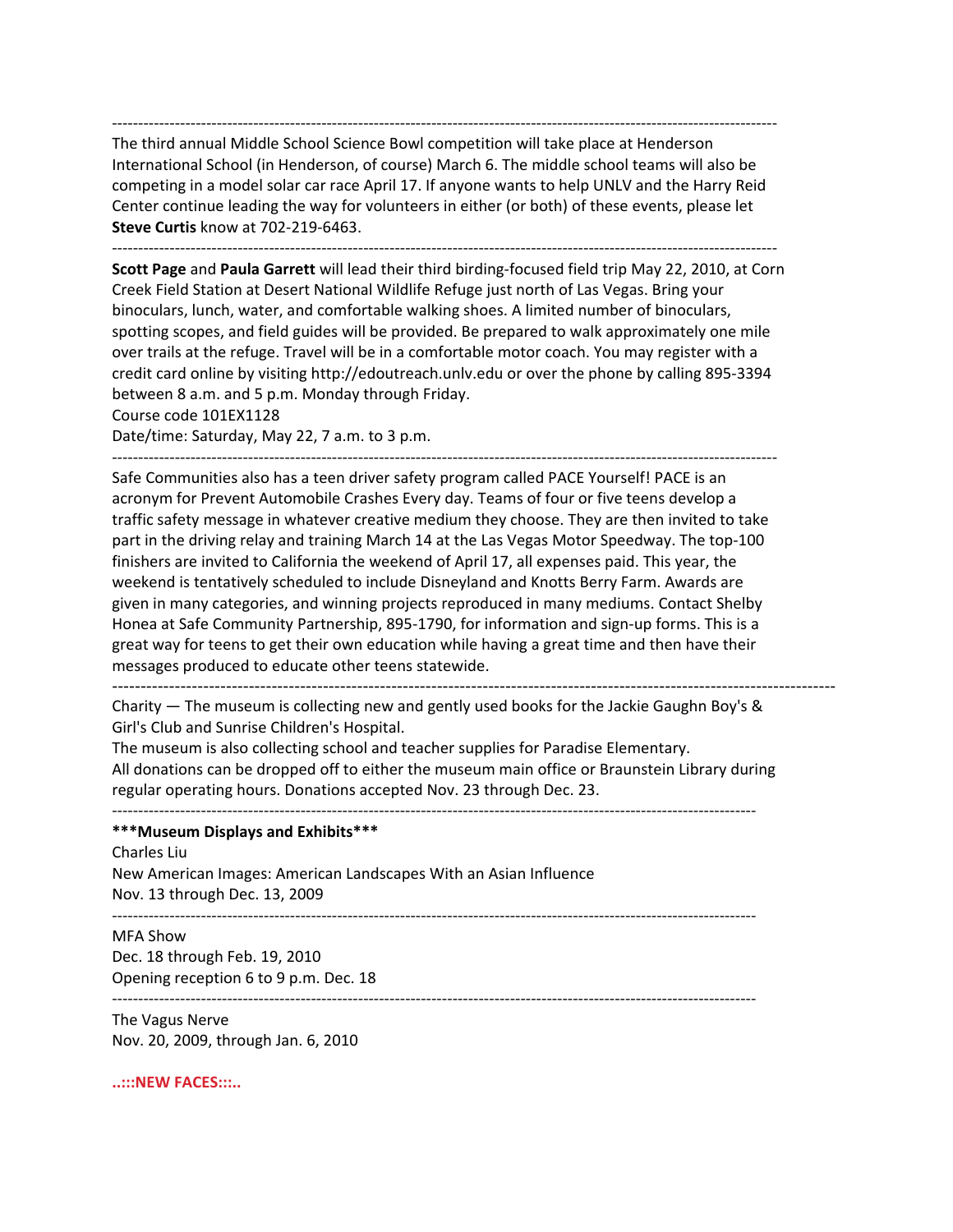---

The third annual Middle School Science Bowl competition will take place at Henderson International School (in Henderson, of course) March 6. The middle school teams will also be competing in a model solar car race April 17. If anyone wants to help UNLV and the Harry Reid Center continue leading the way for volunteers in either (or both) of these events, please let **Steve Curtis** know at 702-219-6463.

---

**Scott Page** and **Paula Garrett** will lead their third birding-focused field trip May 22, 2010, at Corn Creek Field Station at Desert National Wildlife Refuge just north of Las Vegas. Bring your binoculars, lunch, water, and comfortable walking shoes. A limited number of binoculars, spotting scopes, and field guides will be provided. Be prepared to walk approximately one mile over trails at the refuge. Travel will be in a comfortable motor coach. You may register with a credit card online by visiting http://edoutreach.unlv.edu or over the phone by calling 895-3394 between 8 a.m. and 5 p.m. Monday through Friday.
Course code 101EX1128
Date/time: Saturday, May 22, 7 a.m. to 3 p.m.

---

Safe Communities also has a teen driver safety program called PACE Yourself! PACE is an acronym for Prevent Automobile Crashes Every day. Teams of four or five teens develop a traffic safety message in whatever creative medium they choose. They are then invited to take part in the driving relay and training March 14 at the Las Vegas Motor Speedway. The top-100 finishers are invited to California the weekend of April 17, all expenses paid. This year, the weekend is tentatively scheduled to include Disneyland and Knotts Berry Farm. Awards are given in many categories, and winning projects reproduced in many mediums. Contact Shelby Honea at Safe Community Partnership, 895-1790, for information and sign-up forms. This is a great way for teens to get their own education while having a great time and then have their messages produced to educate other teens statewide.

---

Charity — The museum is collecting new and gently used books for the Jackie Gaughn Boy's & Girl's Club and Sunrise Children's Hospital.
The museum is also collecting school and teacher supplies for Paradise Elementary.
All donations can be dropped off to either the museum main office or Braunstein Library during regular operating hours. Donations accepted Nov. 23 through Dec. 23.

---

**\*\*\*Museum Displays and Exhibits\*\*\***

Charles Liu
New American Images: American Landscapes With an Asian Influence
Nov. 13 through Dec. 13, 2009

---

MFA Show
Dec. 18 through Feb. 19, 2010
Opening reception 6 to 9 p.m. Dec. 18

---

The Vagus Nerve
Nov. 20, 2009, through Jan. 6, 2010

**..:::NEW FACES:::..**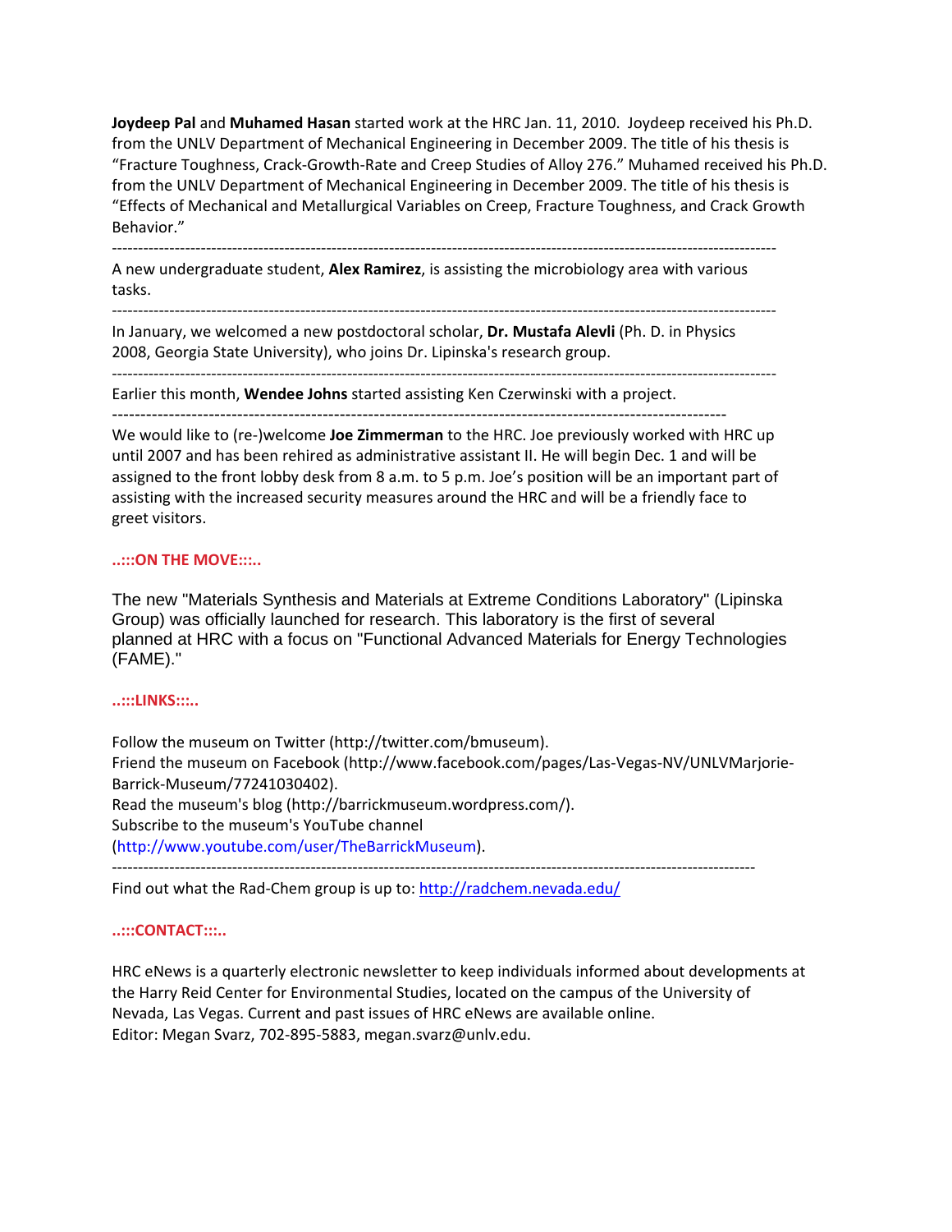**Joydeep Pal** and **Muhamed Hasan** started work at the HRC Jan. 11, 2010. Joydeep received his Ph.D. from the UNLV Department of Mechanical Engineering in December 2009. The title of his thesis is "Fracture Toughness, Crack-Growth-Rate and Creep Studies of Alloy 276." Muhamed received his Ph.D. from the UNLV Department of Mechanical Engineering in December 2009. The title of his thesis is "Effects of Mechanical and Metallurgical Variables on Creep, Fracture Toughness, and Crack Growth Behavior."

---

A new undergraduate student, **Alex Ramirez**, is assisting the microbiology area with various tasks.

---

In January, we welcomed a new postdoctoral scholar, **Dr. Mustafa Alevli** (Ph. D. in Physics 2008, Georgia State University), who joins Dr. Lipinska's research group.

---

Earlier this month, **Wendee Johns** started assisting Ken Czerwinski with a project.

---

We would like to (re-)welcome **Joe Zimmerman** to the HRC. Joe previously worked with HRC up until 2007 and has been rehired as administrative assistant II. He will begin Dec. 1 and will be assigned to the front lobby desk from 8 a.m. to 5 p.m. Joe's position will be an important part of assisting with the increased security measures around the HRC and will be a friendly face to greet visitors.

## ..:::ON THE MOVE:::..

The new "Materials Synthesis and Materials at Extreme Conditions Laboratory" (Lipinska Group) was officially launched for research. This laboratory is the first of several planned at HRC with a focus on "Functional Advanced Materials for Energy Technologies (FAME)."

## ..:::LINKS:::..

Follow the museum on Twitter (http://twitter.com/bmuseum).
Friend the museum on Facebook (http://www.facebook.com/pages/Las-Vegas-NV/UNLVMarjorie-Barrick-Museum/77241030402).
Read the museum's blog (http://barrickmuseum.wordpress.com/).
Subscribe to the museum's YouTube channel (http://www.youtube.com/user/TheBarrickMuseum).

---

Find out what the Rad-Chem group is up to: http://radchem.nevada.edu/

## ..:::CONTACT:::..

HRC eNews is a quarterly electronic newsletter to keep individuals informed about developments at the Harry Reid Center for Environmental Studies, located on the campus of the University of Nevada, Las Vegas. Current and past issues of HRC eNews are available online.
Editor: Megan Svarz, 702-895-5883, megan.svarz@unlv.edu.